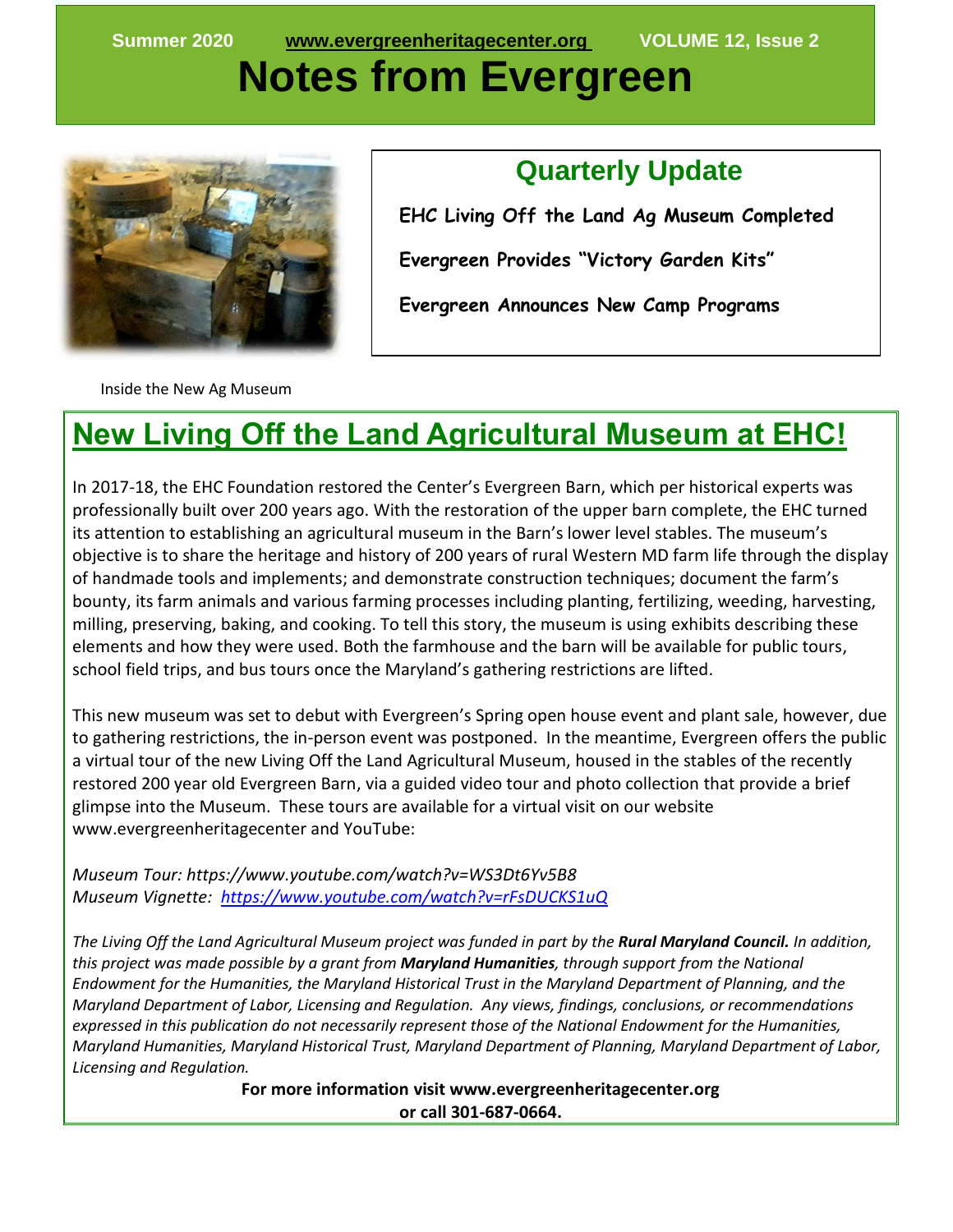Summer 2020 www.evergreenheritagecenter.org VOLUME 12, Issue 2

# Notes from Evergreen

Inside the New Ag Museum

## Quarterly Update

**EHC Living Off the Land Ag Museum Completed**

**Evergreen Provides "Victory Garden Kits"**

**Evergreen Announces New Camp Programs**

## New Living Off the Land Agricultural Museum at EHC!

In 2017-18, the EHC Foundation restored the Center's Evergreen Barn, which per historical experts was professionally built over 200 years ago. With the restoration of the upper barn complete, the EHC turned its attention to establishing an agricultural museum in the Barn's lower level stables. The museum's objective is to share the heritage and history of 200 years of rural Western MD farm life through the display of handmade tools and implements; and demonstrate construction techniques; document the farm's bounty, its farm animals and various farming processes including planting, fertilizing, weeding, harvesting, milling, preserving, baking, and cooking. To tell this story, the museum is using exhibits describing these elements and how they were used. Both the farmhouse and the barn will be available for public tours, school field trips, and bus tours once the Maryland's gathering restrictions are lifted.

This new museum was set to debut with Evergreen's Spring open house event and plant sale, however, due to gathering restrictions, the in-person event was postponed. In the meantime, Evergreen offers the public a virtual tour of the new Living Off the Land Agricultural Museum, housed in the stables of the recently restored 200 year old Evergreen Barn, via a guided video tour and photo collection that provide a brief glimpse into the Museum. These tours are available for a virtual visit on our website www.evergreenheritagecenter and YouTube:

*Museum Tour: https://www.youtube.com/watch?v=WS3Dt6Yv5B8*
*Museum Vignette: https://www.youtube.com/watch?v=rFsDUCKS1uQ*

*The Living Off the Land Agricultural Museum project was funded in part by the* ***Rural Maryland Council.*** *In addition, this project was made possible by a grant from* ***Maryland Humanities****, through support from the National Endowment for the Humanities, the Maryland Historical Trust in the Maryland Department of Planning, and the Maryland Department of Labor, Licensing and Regulation. Any views, findings, conclusions, or recommendations expressed in this publication do not necessarily represent those of the National Endowment for the Humanities, Maryland Humanities, Maryland Historical Trust, Maryland Department of Planning, Maryland Department of Labor, Licensing and Regulation.*

**For more information visit www.evergreenheritagecenter.org or call 301-687-0664.**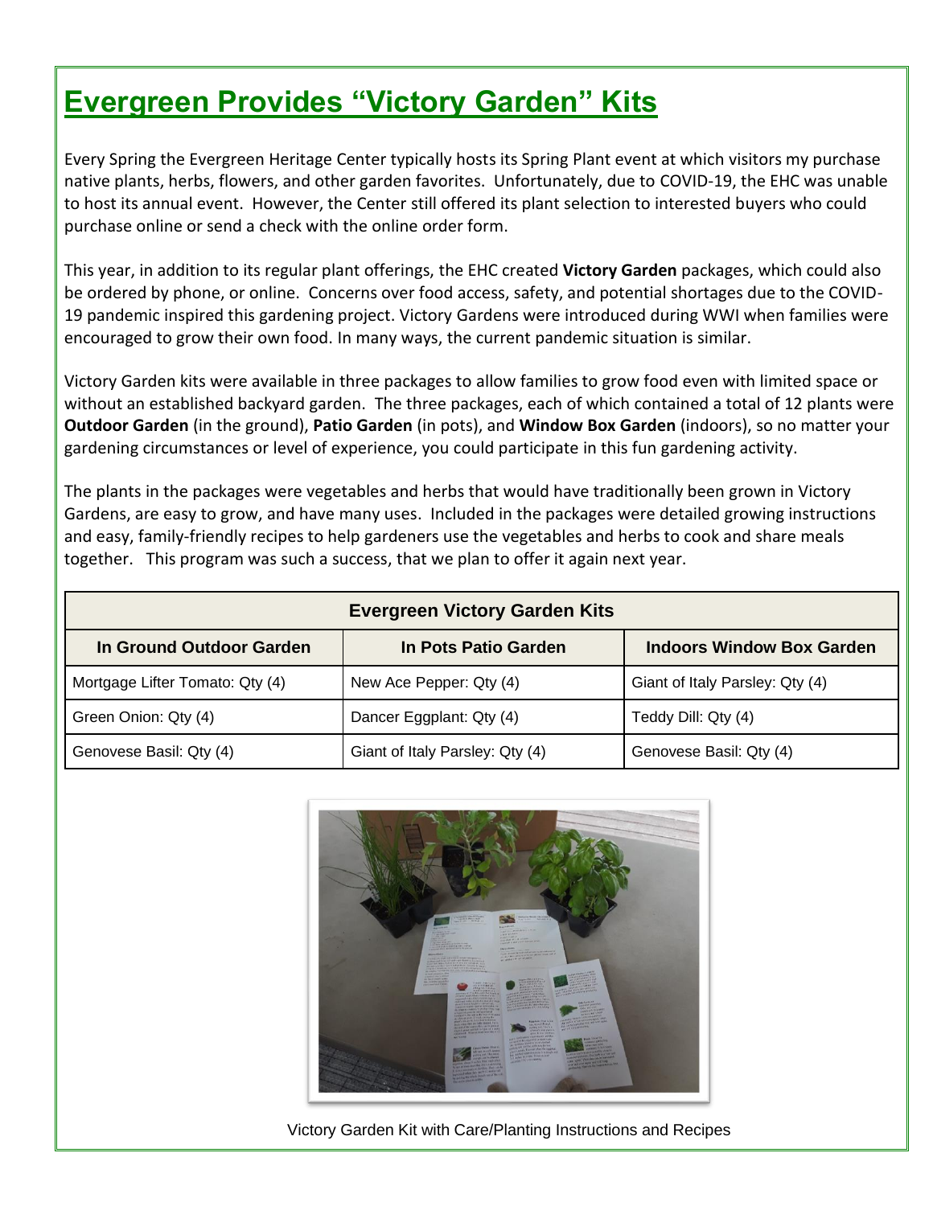# Evergreen Provides "Victory Garden" Kits

Every Spring the Evergreen Heritage Center typically hosts its Spring Plant event at which visitors my purchase native plants, herbs, flowers, and other garden favorites. Unfortunately, due to COVID-19, the EHC was unable to host its annual event. However, the Center still offered its plant selection to interested buyers who could purchase online or send a check with the online order form.

This year, in addition to its regular plant offerings, the EHC created **Victory Garden** packages, which could also be ordered by phone, or online. Concerns over food access, safety, and potential shortages due to the COVID-19 pandemic inspired this gardening project. Victory Gardens were introduced during WWI when families were encouraged to grow their own food. In many ways, the current pandemic situation is similar.

Victory Garden kits were available in three packages to allow families to grow food even with limited space or without an established backyard garden. The three packages, each of which contained a total of 12 plants were **Outdoor Garden** (in the ground), **Patio Garden** (in pots), and **Window Box Garden** (indoors), so no matter your gardening circumstances or level of experience, you could participate in this fun gardening activity.

The plants in the packages were vegetables and herbs that would have traditionally been grown in Victory Gardens, are easy to grow, and have many uses. Included in the packages were detailed growing instructions and easy, family-friendly recipes to help gardeners use the vegetables and herbs to cook and share meals together. This program was such a success, that we plan to offer it again next year.

| Evergreen Victory Garden Kits | | |
|---|---|---|
| **In Ground Outdoor Garden** | **In Pots Patio Garden** | **Indoors Window Box Garden** |
| Mortgage Lifter Tomato: Qty (4) | New Ace Pepper: Qty (4) | Giant of Italy Parsley: Qty (4) |
| Green Onion: Qty (4) | Dancer Eggplant: Qty (4) | Teddy Dill: Qty (4) |
| Genovese Basil: Qty (4) | Giant of Italy Parsley: Qty (4) | Genovese Basil: Qty (4) |

Victory Garden Kit with Care/Planting Instructions and Recipes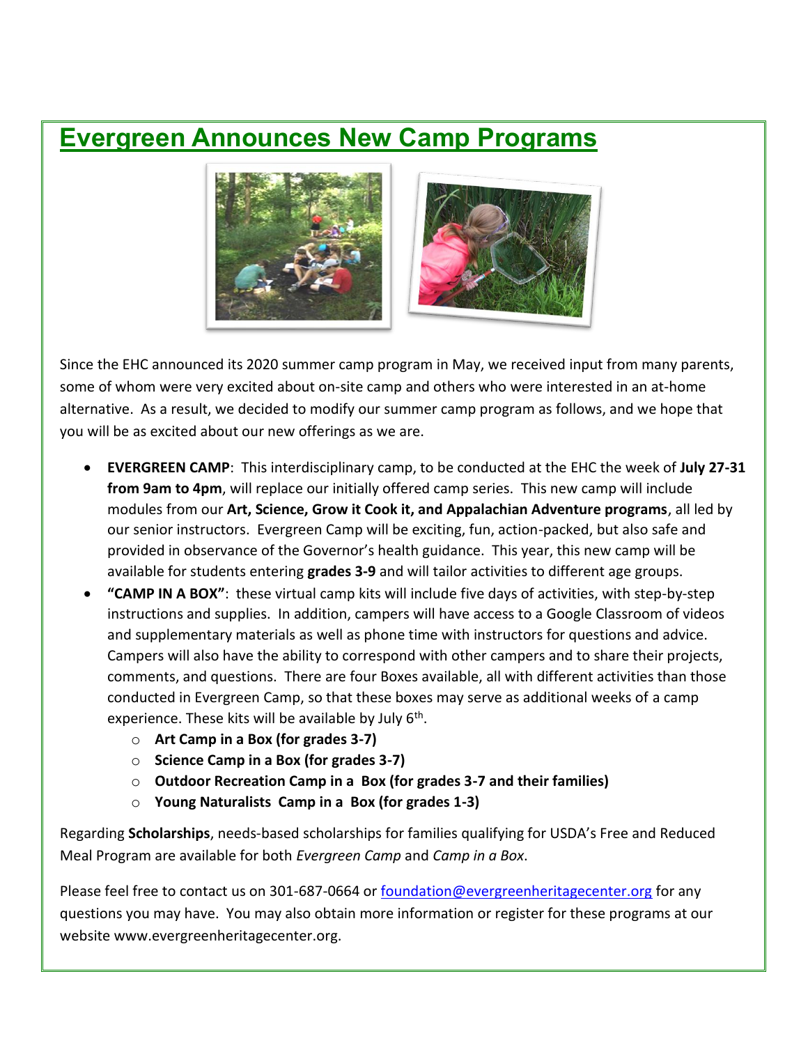# Evergreen Announces New Camp Programs

Since the EHC announced its 2020 summer camp program in May, we received input from many parents, some of whom were very excited about on-site camp and others who were interested in an at-home alternative. As a result, we decided to modify our summer camp program as follows, and we hope that you will be as excited about our new offerings as we are.

- **EVERGREEN CAMP**: This interdisciplinary camp, to be conducted at the EHC the week of **July 27-31 from 9am to 4pm**, will replace our initially offered camp series. This new camp will include modules from our **Art, Science, Grow it Cook it, and Appalachian Adventure programs**, all led by our senior instructors. Evergreen Camp will be exciting, fun, action-packed, but also safe and provided in observance of the Governor's health guidance. This year, this new camp will be available for students entering **grades 3-9** and will tailor activities to different age groups.
- **"CAMP IN A BOX"**: these virtual camp kits will include five days of activities, with step-by-step instructions and supplies. In addition, campers will have access to a Google Classroom of videos and supplementary materials as well as phone time with instructors for questions and advice. Campers will also have the ability to correspond with other campers and to share their projects, comments, and questions. There are four Boxes available, all with different activities than those conducted in Evergreen Camp, so that these boxes may serve as additional weeks of a camp experience. These kits will be available by July 6th.
  - **Art Camp in a Box (for grades 3-7)**
  - **Science Camp in a Box (for grades 3-7)**
  - **Outdoor Recreation Camp in a Box (for grades 3-7 and their families)**
  - **Young Naturalists Camp in a Box (for grades 1-3)**

Regarding **Scholarships**, needs-based scholarships for families qualifying for USDA's Free and Reduced Meal Program are available for both *Evergreen Camp* and *Camp in a Box*.

Please feel free to contact us on 301-687-0664 or foundation@evergreenheritagecenter.org for any questions you may have. You may also obtain more information or register for these programs at our website www.evergreenheritagecenter.org.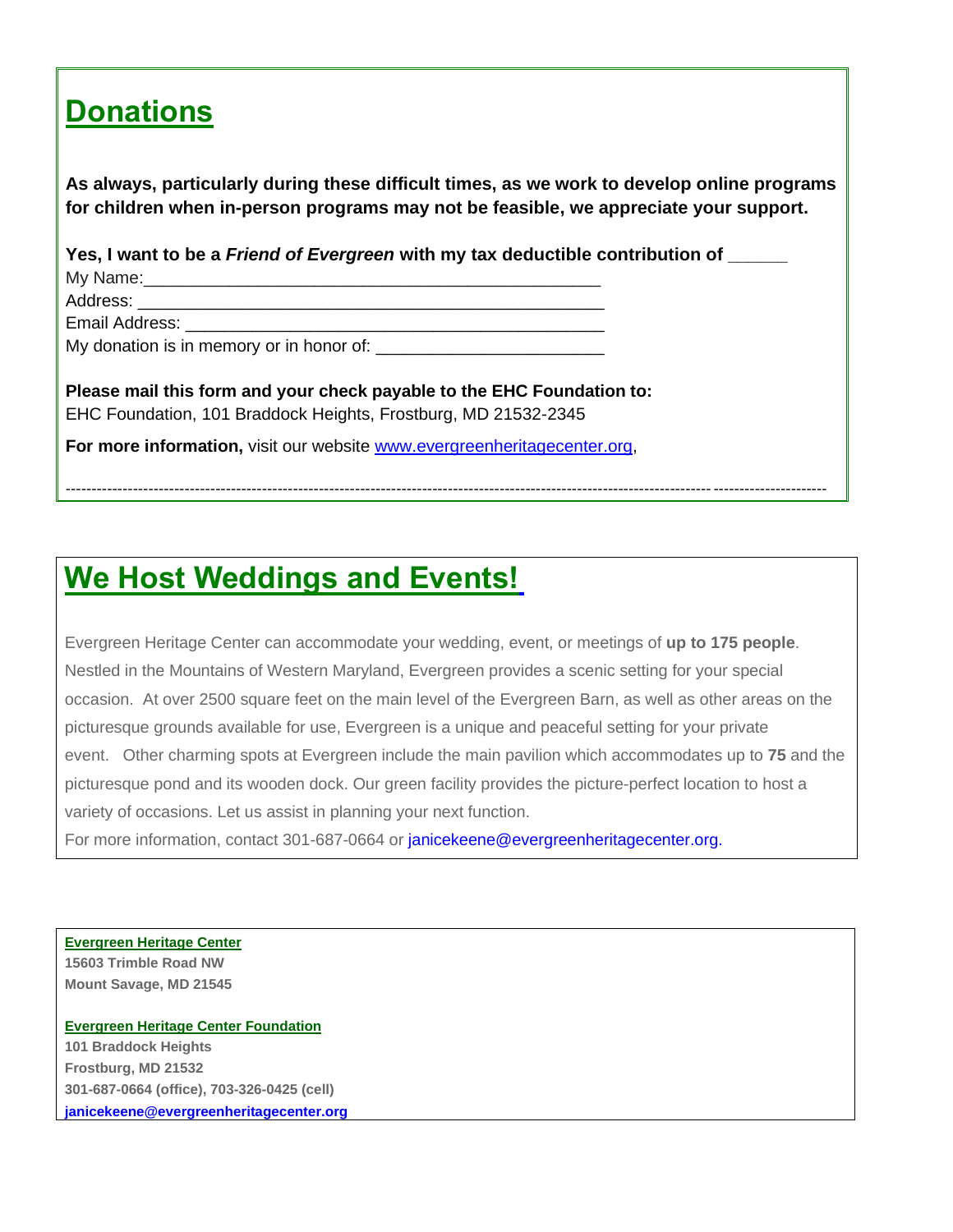# Donations

**As always, particularly during these difficult times, as we work to develop online programs for children when in-person programs may not be feasible, we appreciate your support.**

**Yes, I want to be a *Friend of Evergreen* with my tax deductible contribution of ______**

My Name:_______________________________________________

Address: _______________________________________________

Email Address: __________________________________________

My donation is in memory or in honor of: ______________________

**Please mail this form and your check payable to the EHC Foundation to:**

EHC Foundation, 101 Braddock Heights, Frostburg, MD 21532-2345

**For more information,** visit our website www.evergreenheritagecenter.org,

---

# We Host Weddings and Events!

Evergreen Heritage Center can accommodate your wedding, event, or meetings of **up to 175 people**. Nestled in the Mountains of Western Maryland, Evergreen provides a scenic setting for your special occasion. At over 2500 square feet on the main level of the Evergreen Barn, as well as other areas on the picturesque grounds available for use, Evergreen is a unique and peaceful setting for your private event. Other charming spots at Evergreen include the main pavilion which accommodates up to **75** and the picturesque pond and its wooden dock. Our green facility provides the picture-perfect location to host a variety of occasions. Let us assist in planning your next function.

For more information, contact 301-687-0664 or janicekeene@evergreenheritagecenter.org.

**Evergreen Heritage Center**
**15603 Trimble Road NW**
**Mount Savage, MD 21545**

**Evergreen Heritage Center Foundation**
**101 Braddock Heights**
**Frostburg, MD 21532**
**301-687-0664 (office), 703-326-0425 (cell)**
**janicekeene@evergreenheritagecenter.org**